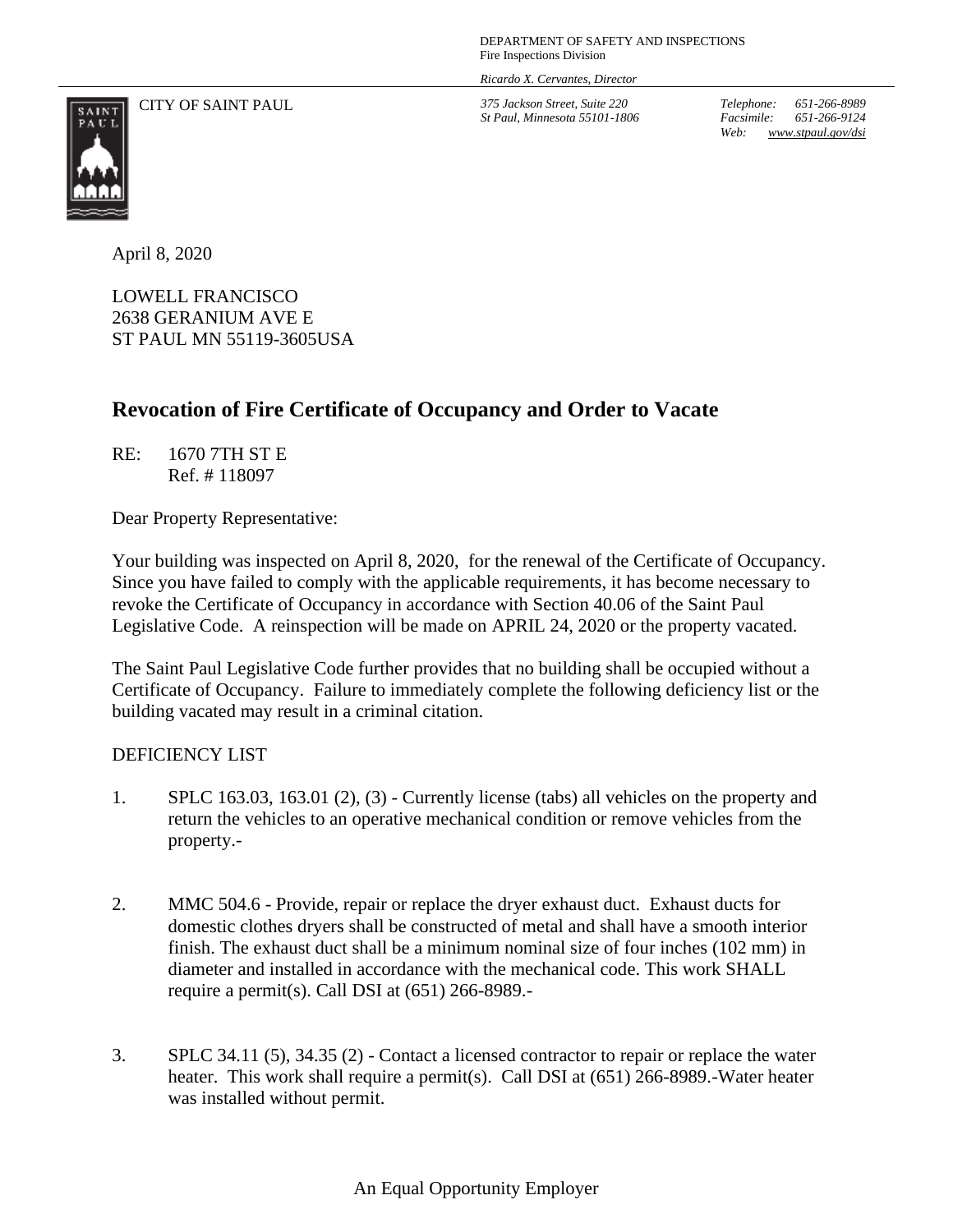DEPARTMENT OF SAFETY AND INSPECTIONS
Fire Inspections Division

*Ricardo X. Cervantes, Director*

CITY OF SAINT PAUL

*375 Jackson Street, Suite 220*
*St Paul, Minnesota 55101-1806*

*Telephone: 651-266-8989*
*Facsimile: 651-266-9124*
*Web: www.stpaul.gov/dsi*

April 8, 2020

LOWELL FRANCISCO
2638 GERANIUM AVE E
ST PAUL MN 55119-3605USA

## Revocation of Fire Certificate of Occupancy and Order to Vacate

RE: 1670 7TH ST E
Ref. # 118097

Dear Property Representative:

Your building was inspected on April 8, 2020, for the renewal of the Certificate of Occupancy. Since you have failed to comply with the applicable requirements, it has become necessary to revoke the Certificate of Occupancy in accordance with Section 40.06 of the Saint Paul Legislative Code. A reinspection will be made on APRIL 24, 2020 or the property vacated.

The Saint Paul Legislative Code further provides that no building shall be occupied without a Certificate of Occupancy. Failure to immediately complete the following deficiency list or the building vacated may result in a criminal citation.

DEFICIENCY LIST

1. SPLC 163.03, 163.01 (2), (3) - Currently license (tabs) all vehicles on the property and return the vehicles to an operative mechanical condition or remove vehicles from the property.-

2. MMC 504.6 - Provide, repair or replace the dryer exhaust duct. Exhaust ducts for domestic clothes dryers shall be constructed of metal and shall have a smooth interior finish. The exhaust duct shall be a minimum nominal size of four inches (102 mm) in diameter and installed in accordance with the mechanical code. This work SHALL require a permit(s). Call DSI at (651) 266-8989.-

3. SPLC 34.11 (5), 34.35 (2) - Contact a licensed contractor to repair or replace the water heater. This work shall require a permit(s). Call DSI at (651) 266-8989.-Water heater was installed without permit.

An Equal Opportunity Employer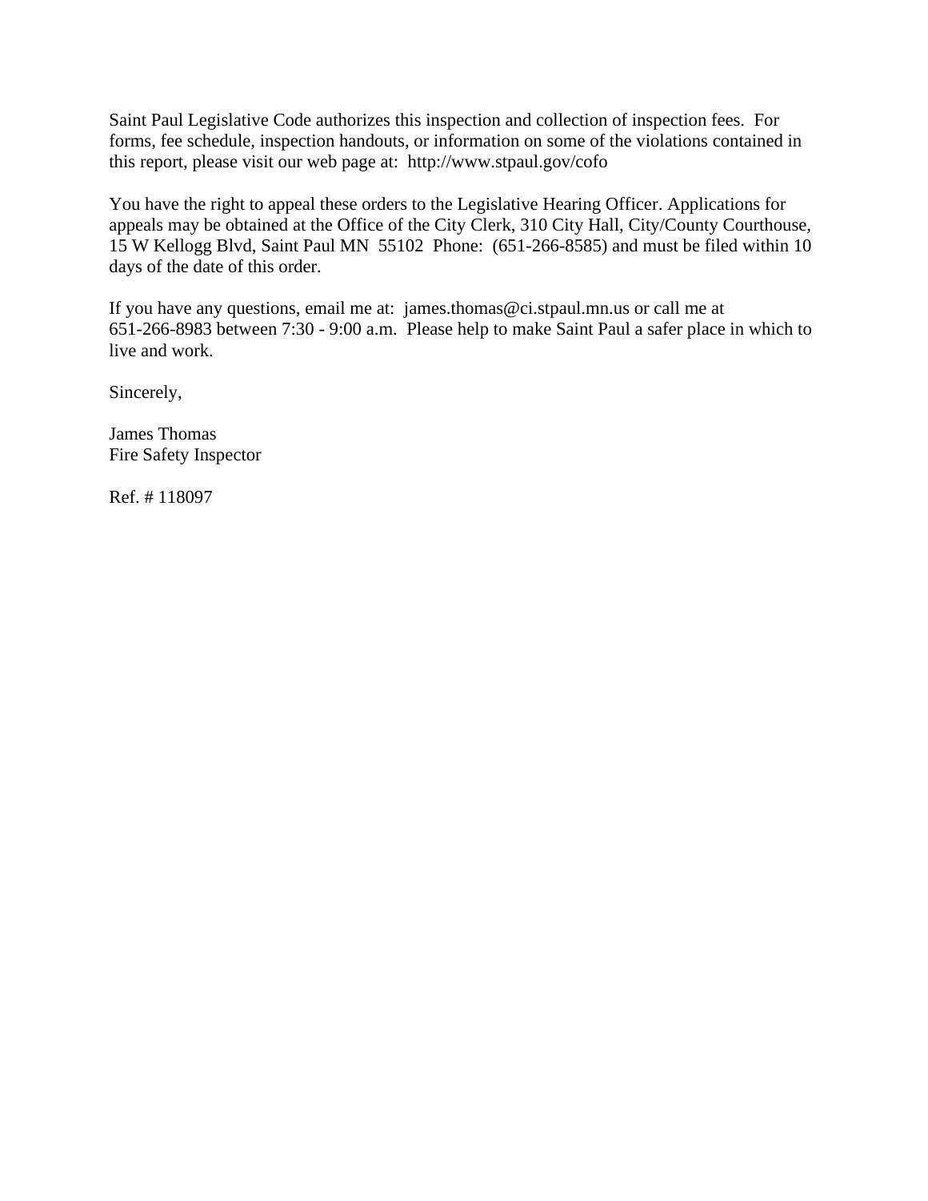Saint Paul Legislative Code authorizes this inspection and collection of inspection fees. For forms, fee schedule, inspection handouts, or information on some of the violations contained in this report, please visit our web page at: http://www.stpaul.gov/cofo

You have the right to appeal these orders to the Legislative Hearing Officer. Applications for appeals may be obtained at the Office of the City Clerk, 310 City Hall, City/County Courthouse, 15 W Kellogg Blvd, Saint Paul MN 55102 Phone: (651-266-8585) and must be filed within 10 days of the date of this order.

If you have any questions, email me at: james.thomas@ci.stpaul.mn.us or call me at 651-266-8983 between 7:30 - 9:00 a.m. Please help to make Saint Paul a safer place in which to live and work.

Sincerely,

James Thomas
Fire Safety Inspector

Ref. # 118097